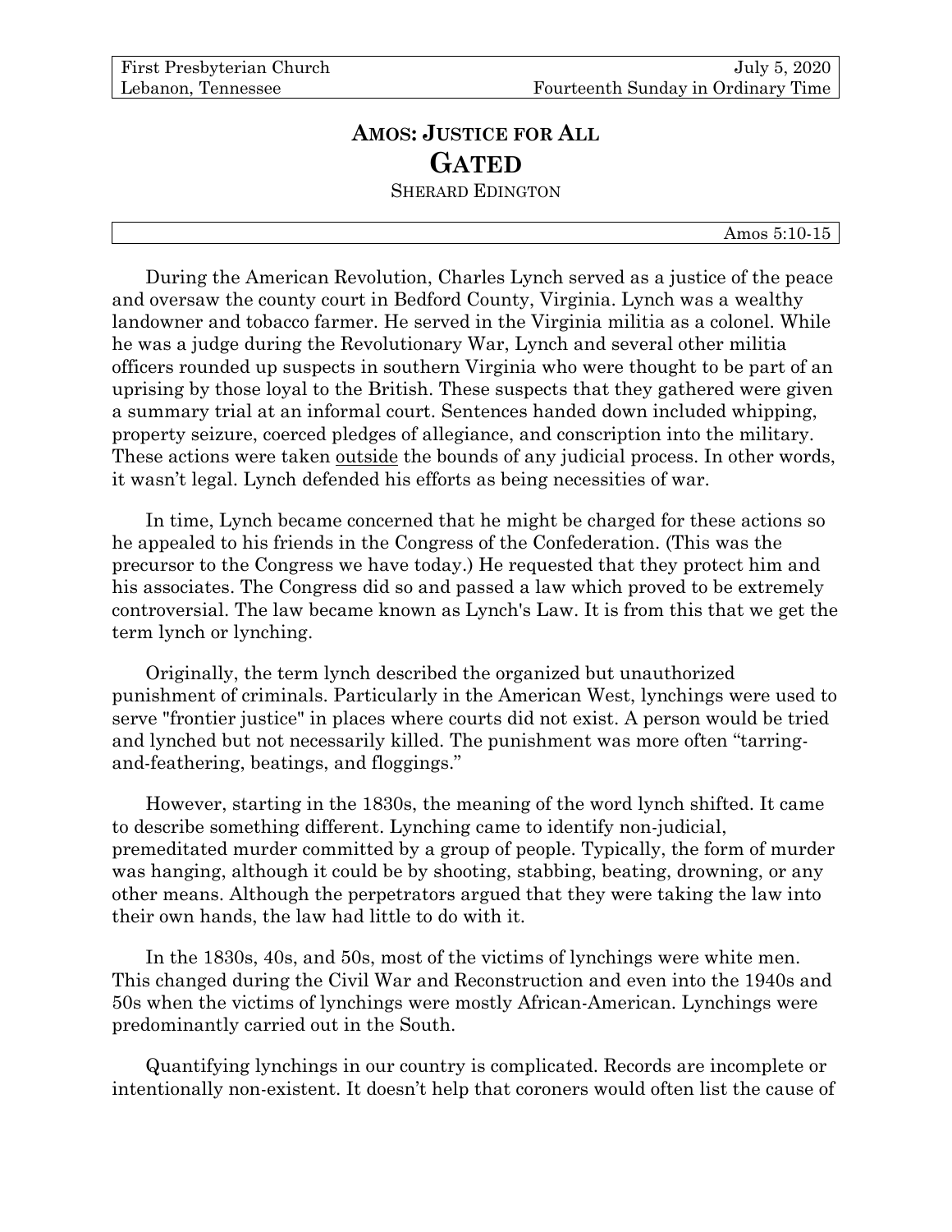First Presbyterian Church
Lebanon, Tennessee

July 5, 2020
Fourteenth Sunday in Ordinary Time

# AMOS: JUSTICE FOR ALL
# GATED

SHERARD EDINGTON

Amos 5:10-15

During the American Revolution, Charles Lynch served as a justice of the peace and oversaw the county court in Bedford County, Virginia. Lynch was a wealthy landowner and tobacco farmer. He served in the Virginia militia as a colonel. While he was a judge during the Revolutionary War, Lynch and several other militia officers rounded up suspects in southern Virginia who were thought to be part of an uprising by those loyal to the British. These suspects that they gathered were given a summary trial at an informal court. Sentences handed down included whipping, property seizure, coerced pledges of allegiance, and conscription into the military. These actions were taken <u>outside</u> the bounds of any judicial process. In other words, it wasn't legal. Lynch defended his efforts as being necessities of war.

In time, Lynch became concerned that he might be charged for these actions so he appealed to his friends in the Congress of the Confederation. (This was the precursor to the Congress we have today.) He requested that they protect him and his associates. The Congress did so and passed a law which proved to be extremely controversial. The law became known as Lynch's Law. It is from this that we get the term lynch or lynching.

Originally, the term lynch described the organized but unauthorized punishment of criminals. Particularly in the American West, lynchings were used to serve "frontier justice" in places where courts did not exist. A person would be tried and lynched but not necessarily killed. The punishment was more often "tarring-and-feathering, beatings, and floggings."

However, starting in the 1830s, the meaning of the word lynch shifted. It came to describe something different. Lynching came to identify non-judicial, premeditated murder committed by a group of people. Typically, the form of murder was hanging, although it could be by shooting, stabbing, beating, drowning, or any other means. Although the perpetrators argued that they were taking the law into their own hands, the law had little to do with it.

In the 1830s, 40s, and 50s, most of the victims of lynchings were white men. This changed during the Civil War and Reconstruction and even into the 1940s and 50s when the victims of lynchings were mostly African-American. Lynchings were predominantly carried out in the South.

Quantifying lynchings in our country is complicated. Records are incomplete or intentionally non-existent. It doesn't help that coroners would often list the cause of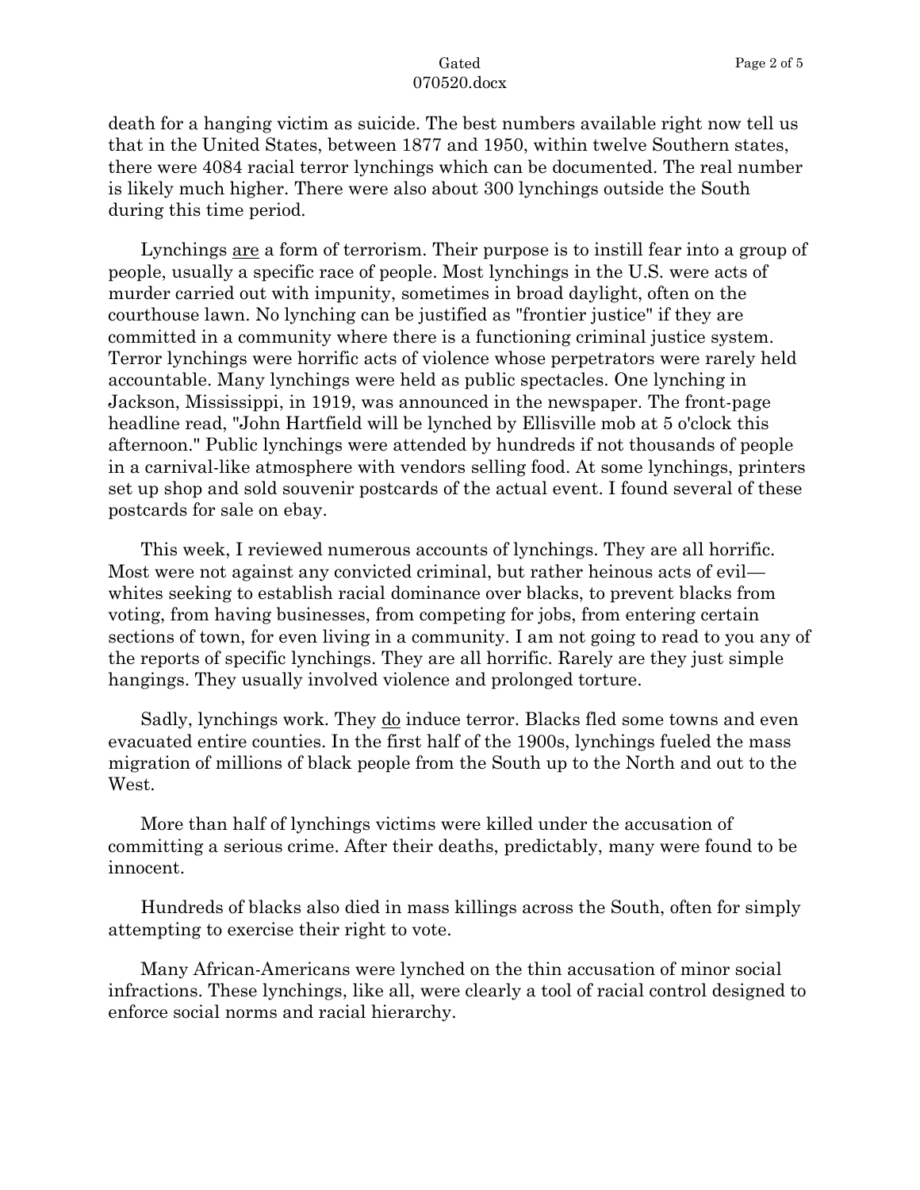death for a hanging victim as suicide. The best numbers available right now tell us that in the United States, between 1877 and 1950, within twelve Southern states, there were 4084 racial terror lynchings which can be documented. The real number is likely much higher. There were also about 300 lynchings outside the South during this time period.

Lynchings <u>are</u> a form of terrorism. Their purpose is to instill fear into a group of people, usually a specific race of people. Most lynchings in the U.S. were acts of murder carried out with impunity, sometimes in broad daylight, often on the courthouse lawn. No lynching can be justified as "frontier justice" if they are committed in a community where there is a functioning criminal justice system. Terror lynchings were horrific acts of violence whose perpetrators were rarely held accountable. Many lynchings were held as public spectacles. One lynching in Jackson, Mississippi, in 1919, was announced in the newspaper. The front-page headline read, "John Hartfield will be lynched by Ellisville mob at 5 o'clock this afternoon." Public lynchings were attended by hundreds if not thousands of people in a carnival-like atmosphere with vendors selling food. At some lynchings, printers set up shop and sold souvenir postcards of the actual event. I found several of these postcards for sale on ebay.

This week, I reviewed numerous accounts of lynchings. They are all horrific. Most were not against any convicted criminal, but rather heinous acts of evil—whites seeking to establish racial dominance over blacks, to prevent blacks from voting, from having businesses, from competing for jobs, from entering certain sections of town, for even living in a community. I am not going to read to you any of the reports of specific lynchings. They are all horrific. Rarely are they just simple hangings. They usually involved violence and prolonged torture.

Sadly, lynchings work. They <u>do</u> induce terror. Blacks fled some towns and even evacuated entire counties. In the first half of the 1900s, lynchings fueled the mass migration of millions of black people from the South up to the North and out to the West.

More than half of lynchings victims were killed under the accusation of committing a serious crime. After their deaths, predictably, many were found to be innocent.

Hundreds of blacks also died in mass killings across the South, often for simply attempting to exercise their right to vote.

Many African-Americans were lynched on the thin accusation of minor social infractions. These lynchings, like all, were clearly a tool of racial control designed to enforce social norms and racial hierarchy.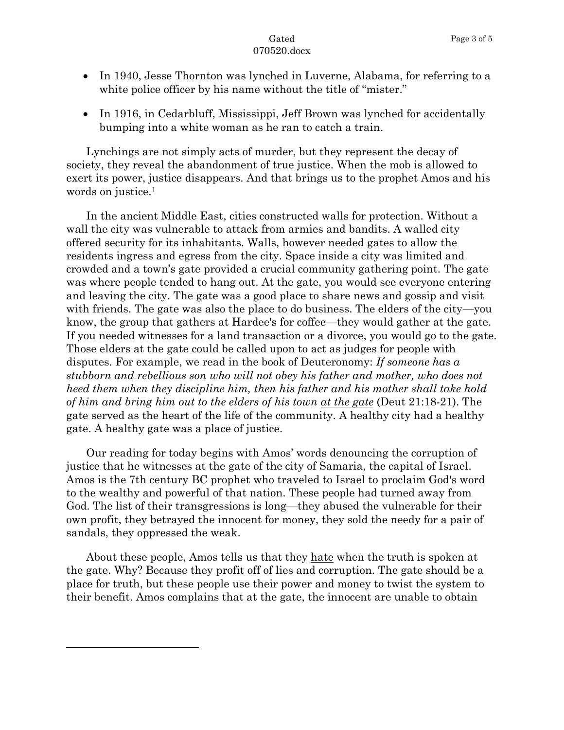- In 1940, Jesse Thornton was lynched in Luverne, Alabama, for referring to a white police officer by his name without the title of "mister."

- In 1916, in Cedarbluff, Mississippi, Jeff Brown was lynched for accidentally bumping into a white woman as he ran to catch a train.

Lynchings are not simply acts of murder, but they represent the decay of society, they reveal the abandonment of true justice. When the mob is allowed to exert its power, justice disappears. And that brings us to the prophet Amos and his words on justice.[1]

In the ancient Middle East, cities constructed walls for protection. Without a wall the city was vulnerable to attack from armies and bandits. A walled city offered security for its inhabitants. Walls, however needed gates to allow the residents ingress and egress from the city. Space inside a city was limited and crowded and a town's gate provided a crucial community gathering point. The gate was where people tended to hang out. At the gate, you would see everyone entering and leaving the city. The gate was a good place to share news and gossip and visit with friends. The gate was also the place to do business. The elders of the city—you know, the group that gathers at Hardee's for coffee—they would gather at the gate. If you needed witnesses for a land transaction or a divorce, you would go to the gate. Those elders at the gate could be called upon to act as judges for people with disputes. For example, we read in the book of Deuteronomy: *If someone has a stubborn and rebellious son who will not obey his father and mother, who does not heed them when they discipline him, then his father and his mother shall take hold of him and bring him out to the elders of his town <u>at the gate</u>* (Deut 21:18-21). The gate served as the heart of the life of the community. A healthy city had a healthy gate. A healthy gate was a place of justice.

Our reading for today begins with Amos' words denouncing the corruption of justice that he witnesses at the gate of the city of Samaria, the capital of Israel. Amos is the 7th century BC prophet who traveled to Israel to proclaim God's word to the wealthy and powerful of that nation. These people had turned away from God. The list of their transgressions is long—they abused the vulnerable for their own profit, they betrayed the innocent for money, they sold the needy for a pair of sandals, they oppressed the weak.

About these people, Amos tells us that they <u>hate</u> when the truth is spoken at the gate. Why? Because they profit off of lies and corruption. The gate should be a place for truth, but these people use their power and money to twist the system to their benefit. Amos complains that at the gate, the innocent are unable to obtain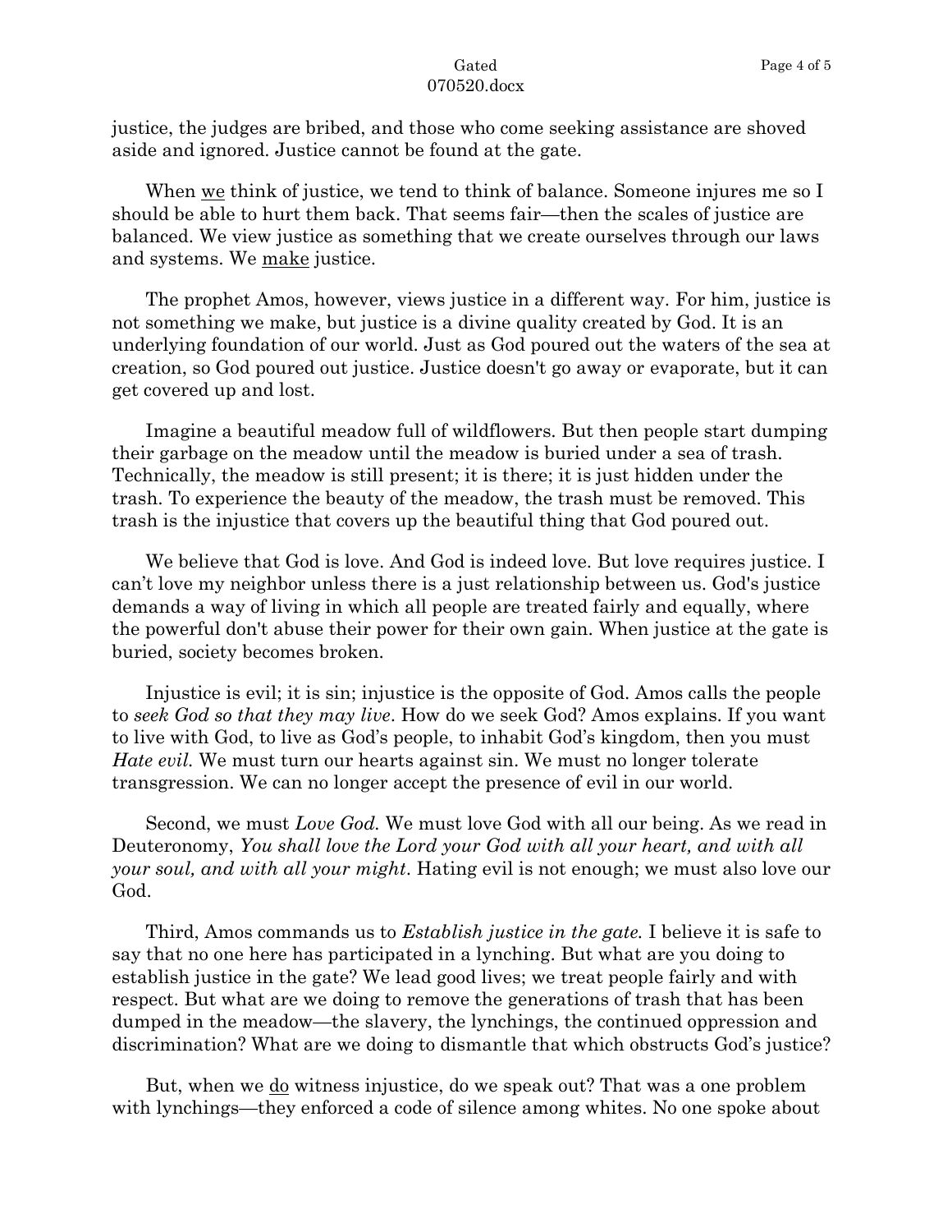justice, the judges are bribed, and those who come seeking assistance are shoved aside and ignored. Justice cannot be found at the gate.

When <u>we</u> think of justice, we tend to think of balance. Someone injures me so I should be able to hurt them back. That seems fair—then the scales of justice are balanced. We view justice as something that we create ourselves through our laws and systems. We <u>make</u> justice.

The prophet Amos, however, views justice in a different way. For him, justice is not something we make, but justice is a divine quality created by God. It is an underlying foundation of our world. Just as God poured out the waters of the sea at creation, so God poured out justice. Justice doesn't go away or evaporate, but it can get covered up and lost.

Imagine a beautiful meadow full of wildflowers. But then people start dumping their garbage on the meadow until the meadow is buried under a sea of trash. Technically, the meadow is still present; it is there; it is just hidden under the trash. To experience the beauty of the meadow, the trash must be removed. This trash is the injustice that covers up the beautiful thing that God poured out.

We believe that God is love. And God is indeed love. But love requires justice. I can't love my neighbor unless there is a just relationship between us. God's justice demands a way of living in which all people are treated fairly and equally, where the powerful don't abuse their power for their own gain. When justice at the gate is buried, society becomes broken.

Injustice is evil; it is sin; injustice is the opposite of God. Amos calls the people to *seek God so that they may live*. How do we seek God? Amos explains. If you want to live with God, to live as God's people, to inhabit God's kingdom, then you must *Hate evil.* We must turn our hearts against sin. We must no longer tolerate transgression. We can no longer accept the presence of evil in our world.

Second, we must *Love God.* We must love God with all our being. As we read in Deuteronomy, *You shall love the Lord your God with all your heart, and with all your soul, and with all your might*. Hating evil is not enough; we must also love our God.

Third, Amos commands us to *Establish justice in the gate.* I believe it is safe to say that no one here has participated in a lynching. But what are you doing to establish justice in the gate? We lead good lives; we treat people fairly and with respect. But what are we doing to remove the generations of trash that has been dumped in the meadow—the slavery, the lynchings, the continued oppression and discrimination? What are we doing to dismantle that which obstructs God's justice?

But, when we <u>do</u> witness injustice, do we speak out? That was a one problem with lynchings—they enforced a code of silence among whites. No one spoke about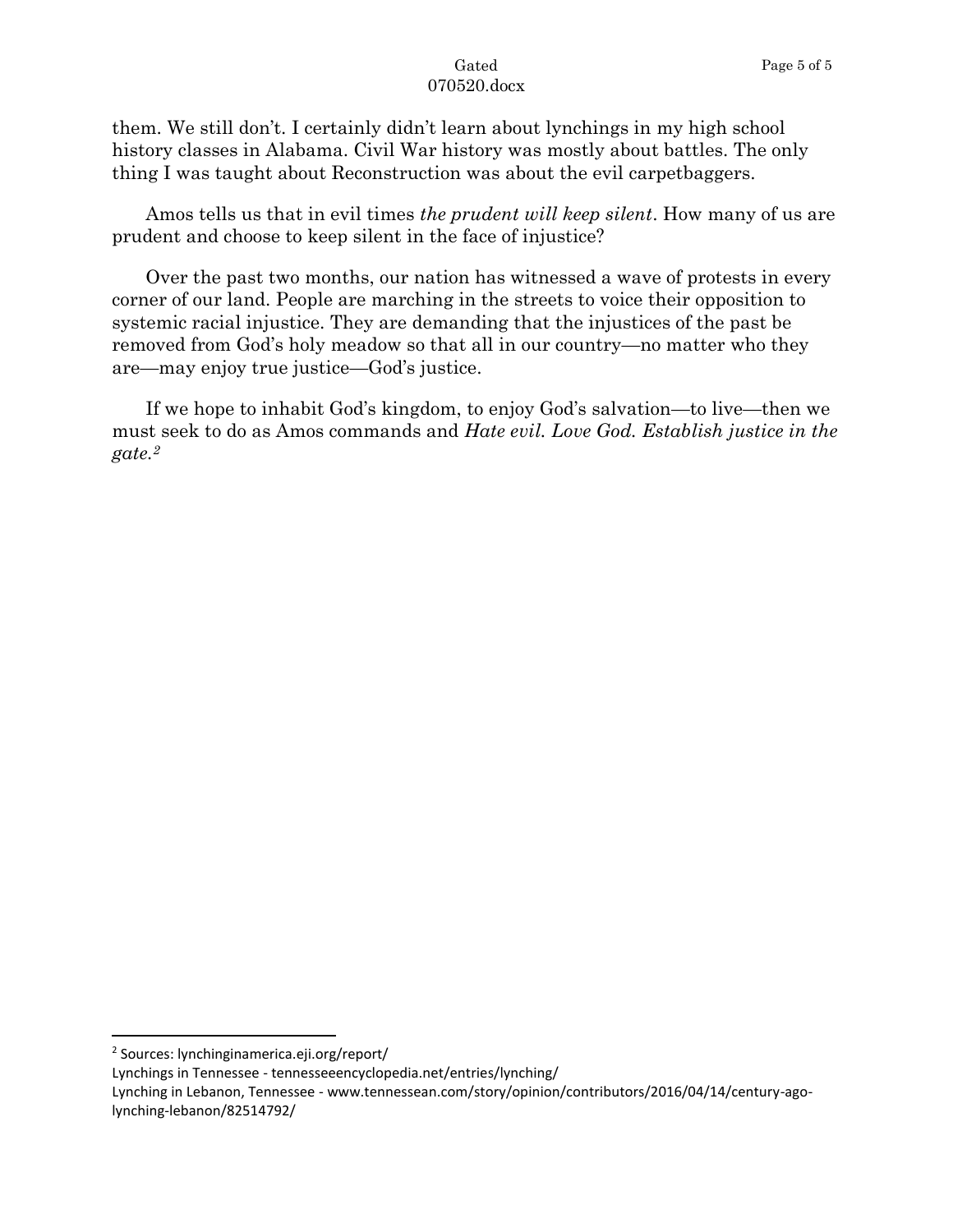them. We still don't. I certainly didn't learn about lynchings in my high school history classes in Alabama. Civil War history was mostly about battles. The only thing I was taught about Reconstruction was about the evil carpetbaggers.

Amos tells us that in evil times *the prudent will keep silent*. How many of us are prudent and choose to keep silent in the face of injustice?

Over the past two months, our nation has witnessed a wave of protests in every corner of our land. People are marching in the streets to voice their opposition to systemic racial injustice. They are demanding that the injustices of the past be removed from God's holy meadow so that all in our country—no matter who they are—may enjoy true justice—God's justice.

If we hope to inhabit God's kingdom, to enjoy God's salvation—to live—then we must seek to do as Amos commands and *Hate evil. Love God. Establish justice in the gate.*[2]

---

[2] Sources: lynchinginamerica.eji.org/report/
Lynchings in Tennessee - tennesseeencyclopedia.net/entries/lynching/
Lynching in Lebanon, Tennessee - www.tennessean.com/story/opinion/contributors/2016/04/14/century-ago-lynching-lebanon/82514792/